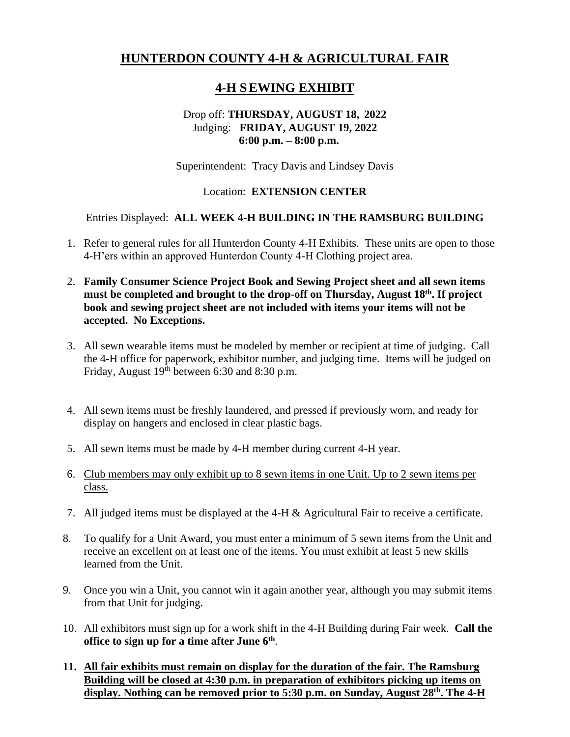# HUNTERDON COUNTY 4-H & AGRICULTURAL FAIR

## 4-H SEWING EXHIBIT

Drop off: **THURSDAY, AUGUST 18, 2022**
Judging: **FRIDAY, AUGUST 19, 2022**
**6:00 p.m. – 8:00 p.m.**

Superintendent: Tracy Davis and Lindsey Davis

Location: **EXTENSION CENTER**

Entries Displayed: **ALL WEEK 4-H BUILDING IN THE RAMSBURG BUILDING**

1. Refer to general rules for all Hunterdon County 4-H Exhibits. These units are open to those 4-H'ers within an approved Hunterdon County 4-H Clothing project area.
2. **Family Consumer Science Project Book and Sewing Project sheet and all sewn items must be completed and brought to the drop-off on Thursday, August 18th. If project book and sewing project sheet are not included with items your items will not be accepted. No Exceptions.**
3. All sewn wearable items must be modeled by member or recipient at time of judging. Call the 4-H office for paperwork, exhibitor number, and judging time. Items will be judged on Friday, August 19th between 6:30 and 8:30 p.m.
4. All sewn items must be freshly laundered, and pressed if previously worn, and ready for display on hangers and enclosed in clear plastic bags.
5. All sewn items must be made by 4-H member during current 4-H year.
6. Club members may only exhibit up to 8 sewn items in one Unit. Up to 2 sewn items per class.
7. All judged items must be displayed at the 4-H & Agricultural Fair to receive a certificate.
8. To qualify for a Unit Award, you must enter a minimum of 5 sewn items from the Unit and receive an excellent on at least one of the items. You must exhibit at least 5 new skills learned from the Unit.
9. Once you win a Unit, you cannot win it again another year, although you may submit items from that Unit for judging.
10. All exhibitors must sign up for a work shift in the 4-H Building during Fair week. **Call the office to sign up for a time after June 6th**.
11. **All fair exhibits must remain on display for the duration of the fair. The Ramsburg Building will be closed at 4:30 p.m. in preparation of exhibitors picking up items on display. Nothing can be removed prior to 5:30 p.m. on Sunday, August 28th. The 4-H**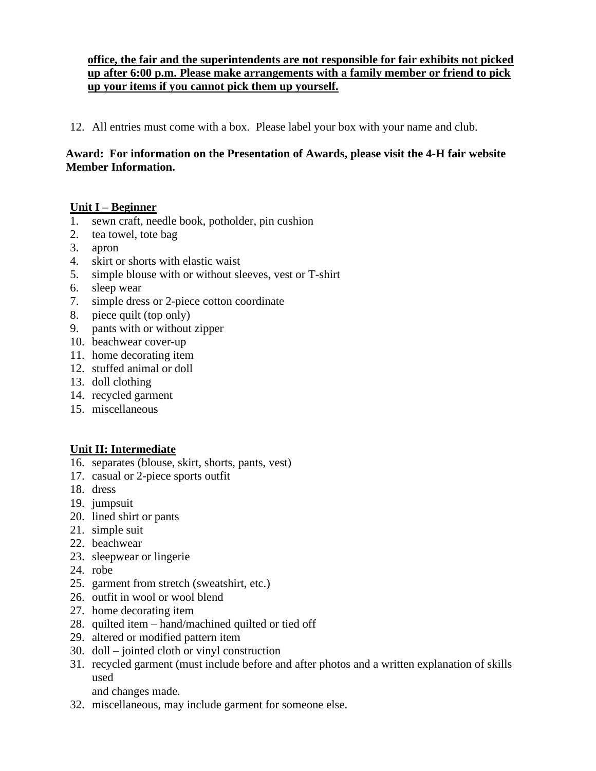**<u>office, the fair and the superintendents are not responsible for fair exhibits not picked up after 6:00 p.m. Please make arrangements with a family member or friend to pick up your items if you cannot pick them up yourself.</u>**

12. All entries must come with a box. Please label your box with your name and club.

**Award: For information on the Presentation of Awards, please visit the 4-H fair website Member Information.**

**<u>Unit I – Beginner</u>**

1. sewn craft, needle book, potholder, pin cushion
2. tea towel, tote bag
3. apron
4. skirt or shorts with elastic waist
5. simple blouse with or without sleeves, vest or T-shirt
6. sleep wear
7. simple dress or 2-piece cotton coordinate
8. piece quilt (top only)
9. pants with or without zipper
10. beachwear cover-up
11. home decorating item
12. stuffed animal or doll
13. doll clothing
14. recycled garment
15. miscellaneous

**<u>Unit II: Intermediate</u>**

16. separates (blouse, skirt, shorts, pants, vest)
17. casual or 2-piece sports outfit
18. dress
19. jumpsuit
20. lined shirt or pants
21. simple suit
22. beachwear
23. sleepwear or lingerie
24. robe
25. garment from stretch (sweatshirt, etc.)
26. outfit in wool or wool blend
27. home decorating item
28. quilted item – hand/machined quilted or tied off
29. altered or modified pattern item
30. doll – jointed cloth or vinyl construction
31. recycled garment (must include before and after photos and a written explanation of skills used
    and changes made.
32. miscellaneous, may include garment for someone else.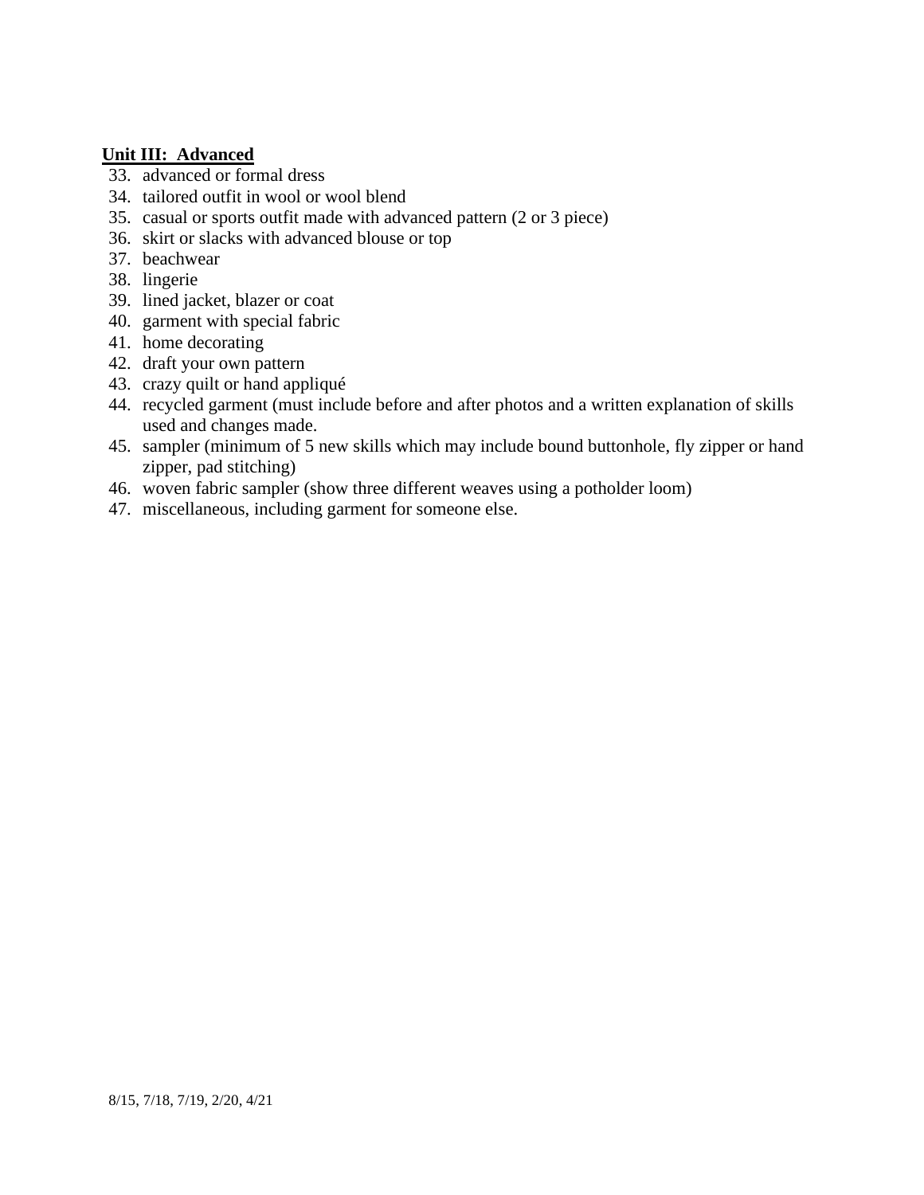**Unit III: Advanced**

33. advanced or formal dress
34. tailored outfit in wool or wool blend
35. casual or sports outfit made with advanced pattern (2 or 3 piece)
36. skirt or slacks with advanced blouse or top
37. beachwear
38. lingerie
39. lined jacket, blazer or coat
40. garment with special fabric
41. home decorating
42. draft your own pattern
43. crazy quilt or hand appliqué
44. recycled garment (must include before and after photos and a written explanation of skills used and changes made.
45. sampler (minimum of 5 new skills which may include bound buttonhole, fly zipper or hand zipper, pad stitching)
46. woven fabric sampler (show three different weaves using a potholder loom)
47. miscellaneous, including garment for someone else.

8/15, 7/18, 7/19, 2/20, 4/21